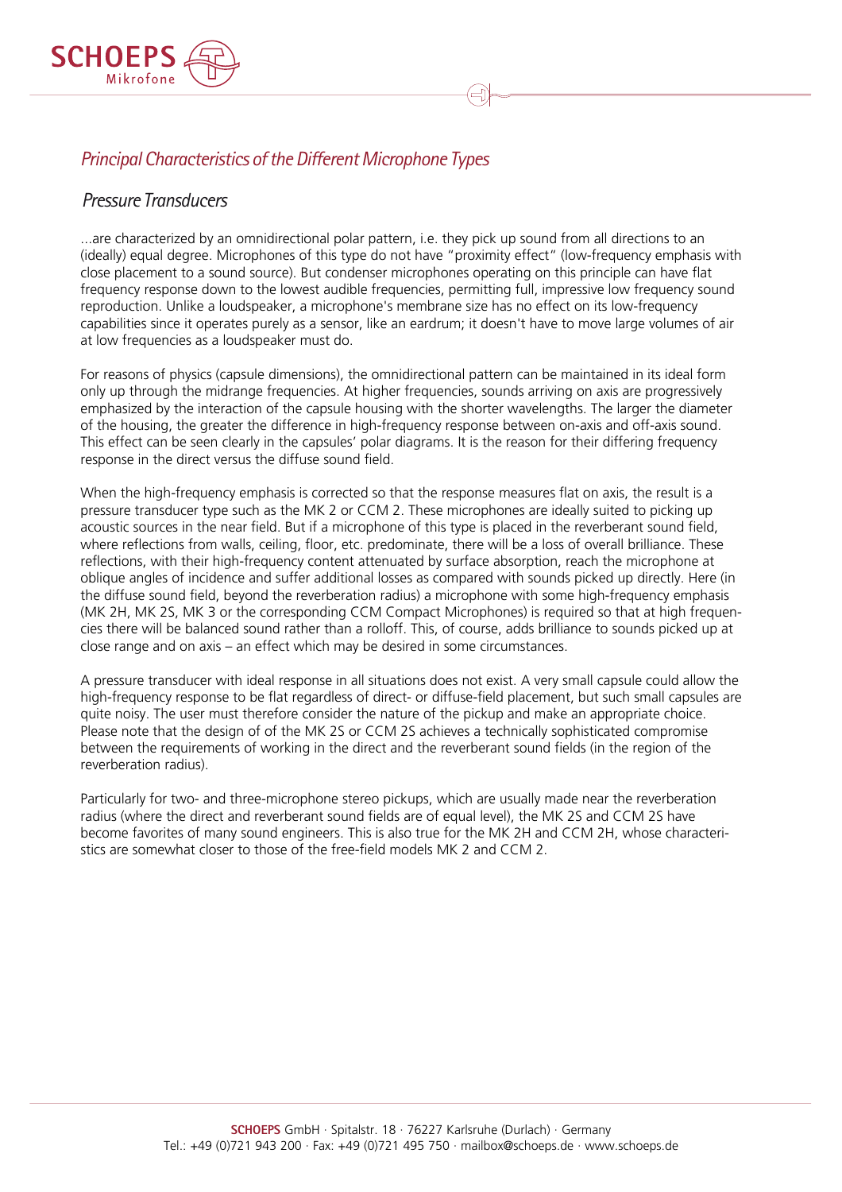## *Principal Characteristics of the Different Microphone Types*

### *Pressure Transducers*

...are characterized by an omnidirectional polar pattern, i.e. they pick up sound from all directions to an (ideally) equal degree. Microphones of this type do not have "proximity effect" (low-frequency emphasis with close placement to a sound source). But condenser microphones operating on this principle can have flat frequency response down to the lowest audible frequencies, permitting full, impressive low frequency sound reproduction. Unlike a loudspeaker, a microphone's membrane size has no effect on its low-frequency capabilities since it operates purely as a sensor, like an eardrum; it doesn't have to move large volumes of air at low frequencies as a loudspeaker must do.

For reasons of physics (capsule dimensions), the omnidirectional pattern can be maintained in its ideal form only up through the midrange frequencies. At higher frequencies, sounds arriving on axis are progressively emphasized by the interaction of the capsule housing with the shorter wavelengths. The larger the diameter of the housing, the greater the difference in high-frequency response between on-axis and off-axis sound. This effect can be seen clearly in the capsules' polar diagrams. It is the reason for their differing frequency response in the direct versus the diffuse sound field.

When the high-frequency emphasis is corrected so that the response measures flat on axis, the result is a pressure transducer type such as the MK 2 or CCM 2. These microphones are ideally suited to picking up acoustic sources in the near field. But if a microphone of this type is placed in the reverberant sound field, where reflections from walls, ceiling, floor, etc. predominate, there will be a loss of overall brilliance. These reflections, with their high-frequency content attenuated by surface absorption, reach the microphone at oblique angles of incidence and suffer additional losses as compared with sounds picked up directly. Here (in the diffuse sound field, beyond the reverberation radius) a microphone with some high-frequency emphasis (MK 2H, MK 2S, MK 3 or the corresponding CCM Compact Microphones) is required so that at high frequencies there will be balanced sound rather than a rolloff. This, of course, adds brilliance to sounds picked up at close range and on axis – an effect which may be desired in some circumstances.

A pressure transducer with ideal response in all situations does not exist. A very small capsule could allow the high-frequency response to be flat regardless of direct- or diffuse-field placement, but such small capsules are quite noisy. The user must therefore consider the nature of the pickup and make an appropriate choice. Please note that the design of of the MK 2S or CCM 2S achieves a technically sophisticated compromise between the requirements of working in the direct and the reverberant sound fields (in the region of the reverberation radius).

Particularly for two- and three-microphone stereo pickups, which are usually made near the reverberation radius (where the direct and reverberant sound fields are of equal level), the MK 2S and CCM 2S have become favorites of many sound engineers. This is also true for the MK 2H and CCM 2H, whose characteristics are somewhat closer to those of the free-field models MK 2 and CCM 2.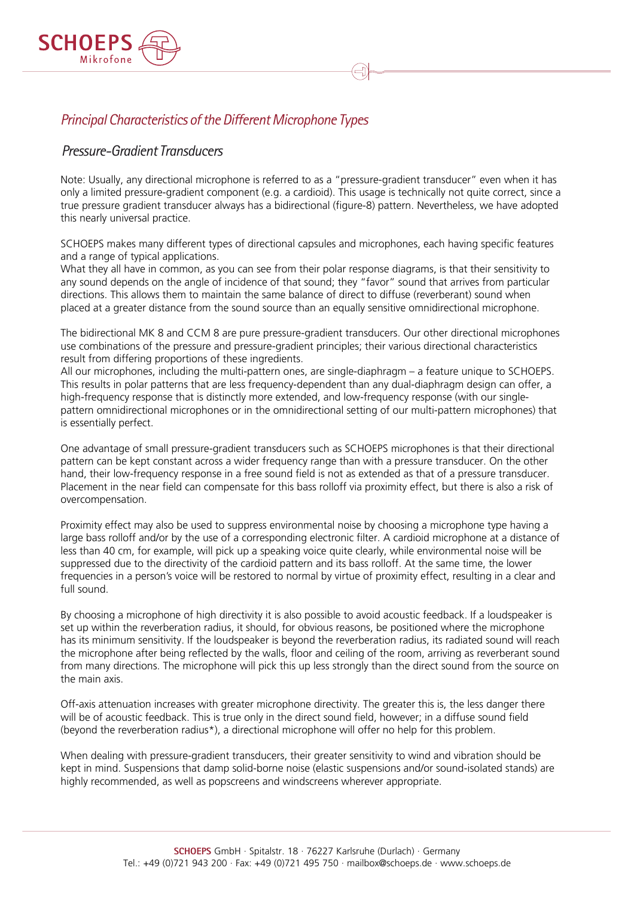## *Principal Characteristics of the Different Microphone Types*

### *Pressure-Gradient Transducers*

Note: Usually, any directional microphone is referred to as a "pressure-gradient transducer" even when it has only a limited pressure-gradient component (e.g. a cardioid). This usage is technically not quite correct, since a true pressure gradient transducer always has a bidirectional (figure-8) pattern. Nevertheless, we have adopted this nearly universal practice.

SCHOEPS makes many different types of directional capsules and microphones, each having specific features and a range of typical applications.
What they all have in common, as you can see from their polar response diagrams, is that their sensitivity to any sound depends on the angle of incidence of that sound; they "favor" sound that arrives from particular directions. This allows them to maintain the same balance of direct to diffuse (reverberant) sound when placed at a greater distance from the sound source than an equally sensitive omnidirectional microphone.

The bidirectional MK 8 and CCM 8 are pure pressure-gradient transducers. Our other directional microphones use combinations of the pressure and pressure-gradient principles; their various directional characteristics result from differing proportions of these ingredients.
All our microphones, including the multi-pattern ones, are single-diaphragm – a feature unique to SCHOEPS. This results in polar patterns that are less frequency-dependent than any dual-diaphragm design can offer, a high-frequency response that is distinctly more extended, and low-frequency response (with our single-pattern omnidirectional microphones or in the omnidirectional setting of our multi-pattern microphones) that is essentially perfect.

One advantage of small pressure-gradient transducers such as SCHOEPS microphones is that their directional pattern can be kept constant across a wider frequency range than with a pressure transducer. On the other hand, their low-frequency response in a free sound field is not as extended as that of a pressure transducer. Placement in the near field can compensate for this bass rolloff via proximity effect, but there is also a risk of overcompensation.

Proximity effect may also be used to suppress environmental noise by choosing a microphone type having a large bass rolloff and/or by the use of a corresponding electronic filter. A cardioid microphone at a distance of less than 40 cm, for example, will pick up a speaking voice quite clearly, while environmental noise will be suppressed due to the directivity of the cardioid pattern and its bass rolloff. At the same time, the lower frequencies in a person's voice will be restored to normal by virtue of proximity effect, resulting in a clear and full sound.

By choosing a microphone of high directivity it is also possible to avoid acoustic feedback. If a loudspeaker is set up within the reverberation radius, it should, for obvious reasons, be positioned where the microphone has its minimum sensitivity. If the loudspeaker is beyond the reverberation radius, its radiated sound will reach the microphone after being reflected by the walls, floor and ceiling of the room, arriving as reverberant sound from many directions. The microphone will pick this up less strongly than the direct sound from the source on the main axis.

Off-axis attenuation increases with greater microphone directivity. The greater this is, the less danger there will be of acoustic feedback. This is true only in the direct sound field, however; in a diffuse sound field (beyond the reverberation radius*), a directional microphone will offer no help for this problem.

When dealing with pressure-gradient transducers, their greater sensitivity to wind and vibration should be kept in mind. Suspensions that damp solid-borne noise (elastic suspensions and/or sound-isolated stands) are highly recommended, as well as popscreens and windscreens wherever appropriate.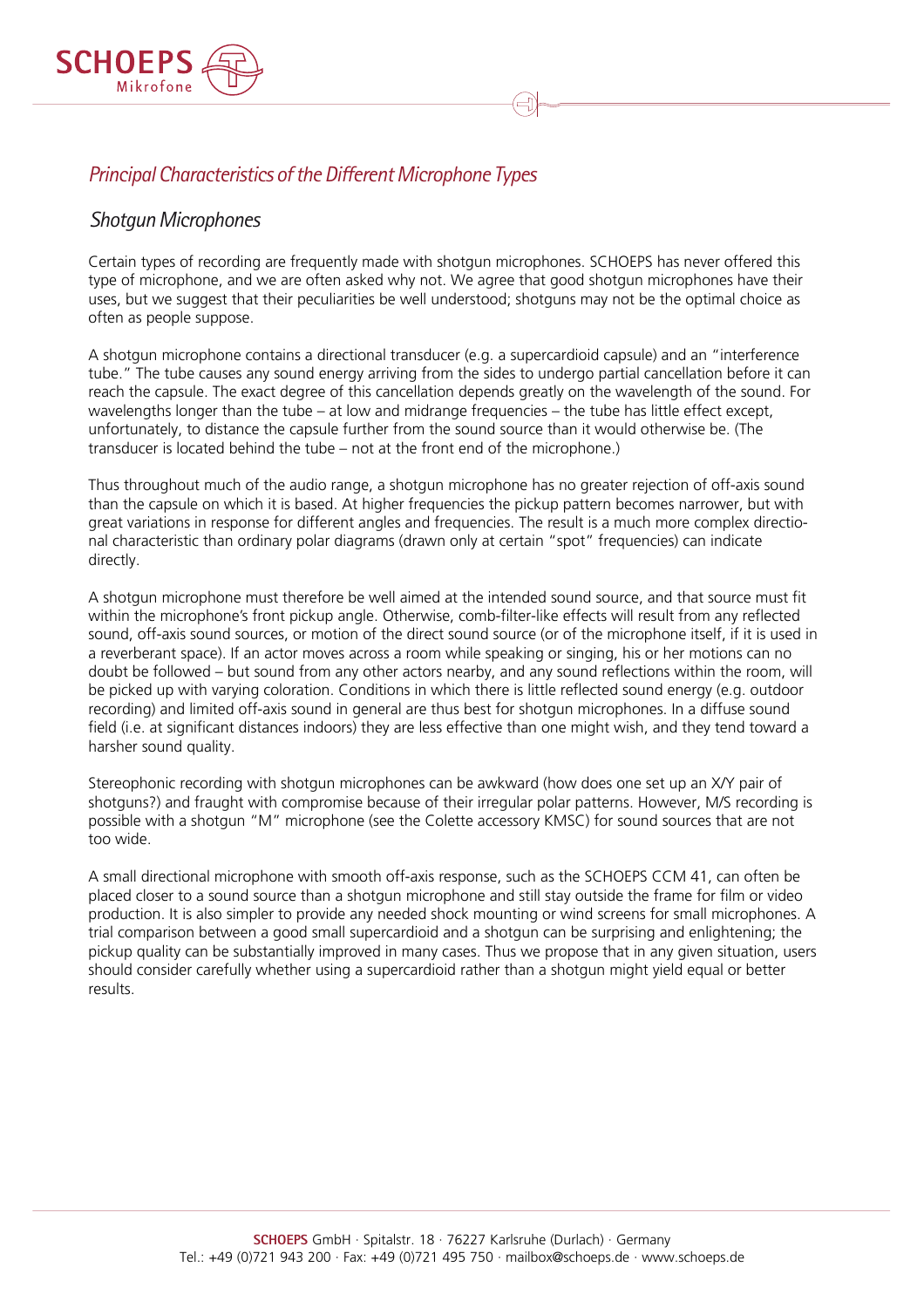## *Principal Characteristics of the Different Microphone Types*

### *Shotgun Microphones*

Certain types of recording are frequently made with shotgun microphones. SCHOEPS has never offered this type of microphone, and we are often asked why not. We agree that good shotgun microphones have their uses, but we suggest that their peculiarities be well understood; shotguns may not be the optimal choice as often as people suppose.

A shotgun microphone contains a directional transducer (e.g. a supercardioid capsule) and an "interference tube." The tube causes any sound energy arriving from the sides to undergo partial cancellation before it can reach the capsule. The exact degree of this cancellation depends greatly on the wavelength of the sound. For wavelengths longer than the tube – at low and midrange frequencies – the tube has little effect except, unfortunately, to distance the capsule further from the sound source than it would otherwise be. (The transducer is located behind the tube – not at the front end of the microphone.)

Thus throughout much of the audio range, a shotgun microphone has no greater rejection of off-axis sound than the capsule on which it is based. At higher frequencies the pickup pattern becomes narrower, but with great variations in response for different angles and frequencies. The result is a much more complex directional characteristic than ordinary polar diagrams (drawn only at certain "spot" frequencies) can indicate directly.

A shotgun microphone must therefore be well aimed at the intended sound source, and that source must fit within the microphone's front pickup angle. Otherwise, comb-filter-like effects will result from any reflected sound, off-axis sound sources, or motion of the direct sound source (or of the microphone itself, if it is used in a reverberant space). If an actor moves across a room while speaking or singing, his or her motions can no doubt be followed – but sound from any other actors nearby, and any sound reflections within the room, will be picked up with varying coloration. Conditions in which there is little reflected sound energy (e.g. outdoor recording) and limited off-axis sound in general are thus best for shotgun microphones. In a diffuse sound field (i.e. at significant distances indoors) they are less effective than one might wish, and they tend toward a harsher sound quality.

Stereophonic recording with shotgun microphones can be awkward (how does one set up an X/Y pair of shotguns?) and fraught with compromise because of their irregular polar patterns. However, M/S recording is possible with a shotgun "M" microphone (see the Colette accessory KMSC) for sound sources that are not too wide.

A small directional microphone with smooth off-axis response, such as the SCHOEPS CCM 41, can often be placed closer to a sound source than a shotgun microphone and still stay outside the frame for film or video production. It is also simpler to provide any needed shock mounting or wind screens for small microphones. A trial comparison between a good small supercardioid and a shotgun can be surprising and enlightening; the pickup quality can be substantially improved in many cases. Thus we propose that in any given situation, users should consider carefully whether using a supercardioid rather than a shotgun might yield equal or better results.